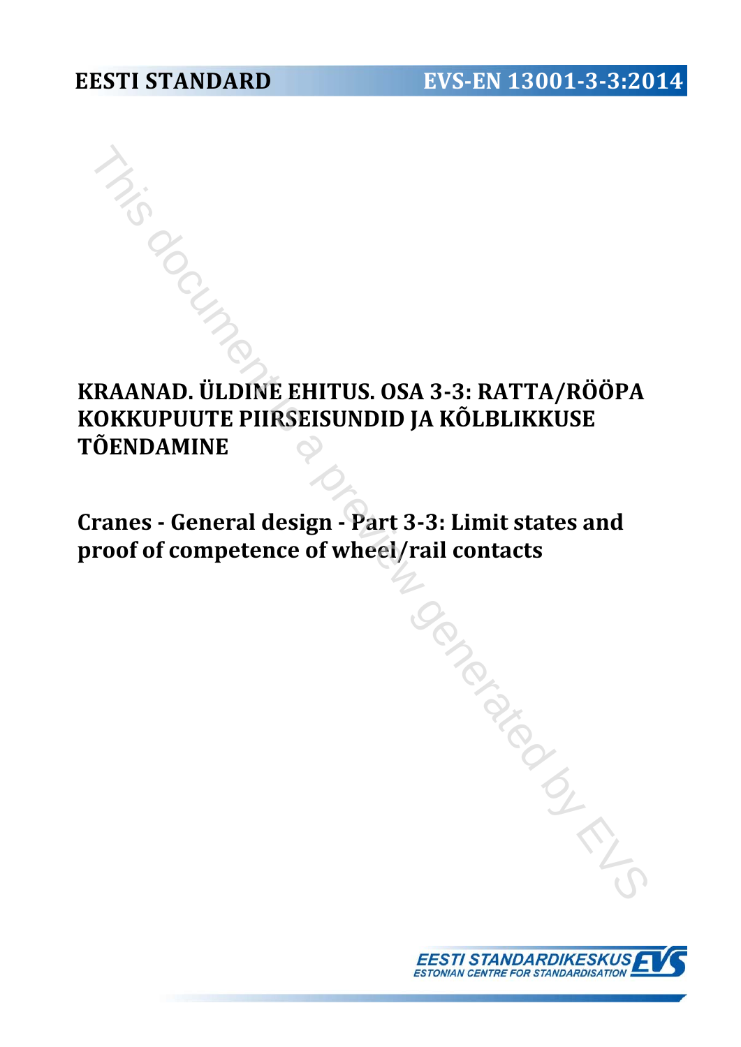EESTI STANDARD

EVS-EN 13001-3-3:2014

# KRAANAD. ÜLDINE EHITUS. OSA 3-3: RATTA/RÖÖPA KOKKUPUUTE PIIRSEISUNDID JA KÕLBLIKKUSE TÕENDAMINE

# Cranes - General design - Part 3-3: Limit states and proof of competence of wheel/rail contacts

EESTI STANDARDIKESKUS
ESTONIAN CENTRE FOR STANDARDISATION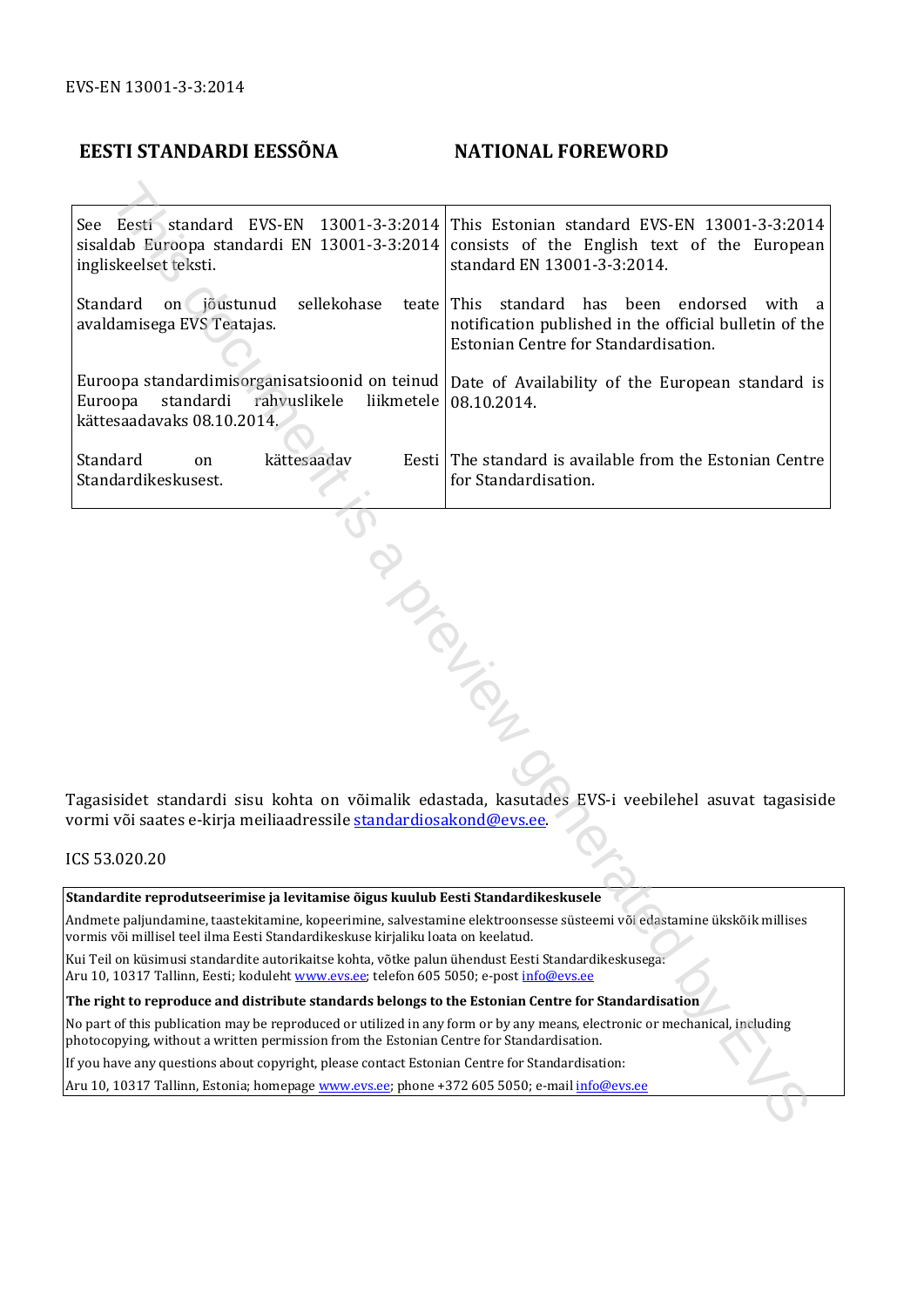EVS-EN 13001-3-3:2014

## EESTI STANDARDI EESSÕNA

## NATIONAL FOREWORD

| | |
|---|---|
| See Eesti standard EVS-EN 13001-3-3:2014 sisaldab Euroopa standardi EN 13001-3-3:2014 ingliskeelset teksti. | This Estonian standard EVS-EN 13001-3-3:2014 consists of the English text of the European standard EN 13001-3-3:2014. |
| Standard on jõustunud sellekohase teate avaldamisega EVS Teatajas. | This standard has been endorsed with a notification published in the official bulletin of the Estonian Centre for Standardisation. |
| Euroopa standardimisorganisatsioonid on teinud Euroopa standardi rahvuslikele liikmetele kättesaadavaks 08.10.2014. | Date of Availability of the European standard is 08.10.2014. |
| Standard on kättesaadav Eesti Standardikeskusest. | The standard is available from the Estonian Centre for Standardisation. |

Tagasisidet standardi sisu kohta on võimalik edastada, kasutades EVS-i veebilehel asuvat tagasiside vormi või saates e-kirja meiliaadressile standardiosakond@evs.ee.

ICS 53.020.20

**Standardite reprodutseerimise ja levitamise õigus kuulub Eesti Standardikeskusele**

Andmete paljundamine, taastekitamine, kopeerimine, salvestamine elektroonsesse süsteemi või edastamine ükskõik millises vormis või millisel teel ilma Eesti Standardikeskuse kirjaliku loata on keelatud.

Kui Teil on küsimusi standardite autorikaitse kohta, võtke palun ühendust Eesti Standardikeskusega:
Aru 10, 10317 Tallinn, Eesti; koduleht www.evs.ee; telefon 605 5050; e-post info@evs.ee

**The right to reproduce and distribute standards belongs to the Estonian Centre for Standardisation**

No part of this publication may be reproduced or utilized in any form or by any means, electronic or mechanical, including photocopying, without a written permission from the Estonian Centre for Standardisation.

If you have any questions about copyright, please contact Estonian Centre for Standardisation:

Aru 10, 10317 Tallinn, Estonia; homepage www.evs.ee; phone +372 605 5050; e-mail info@evs.ee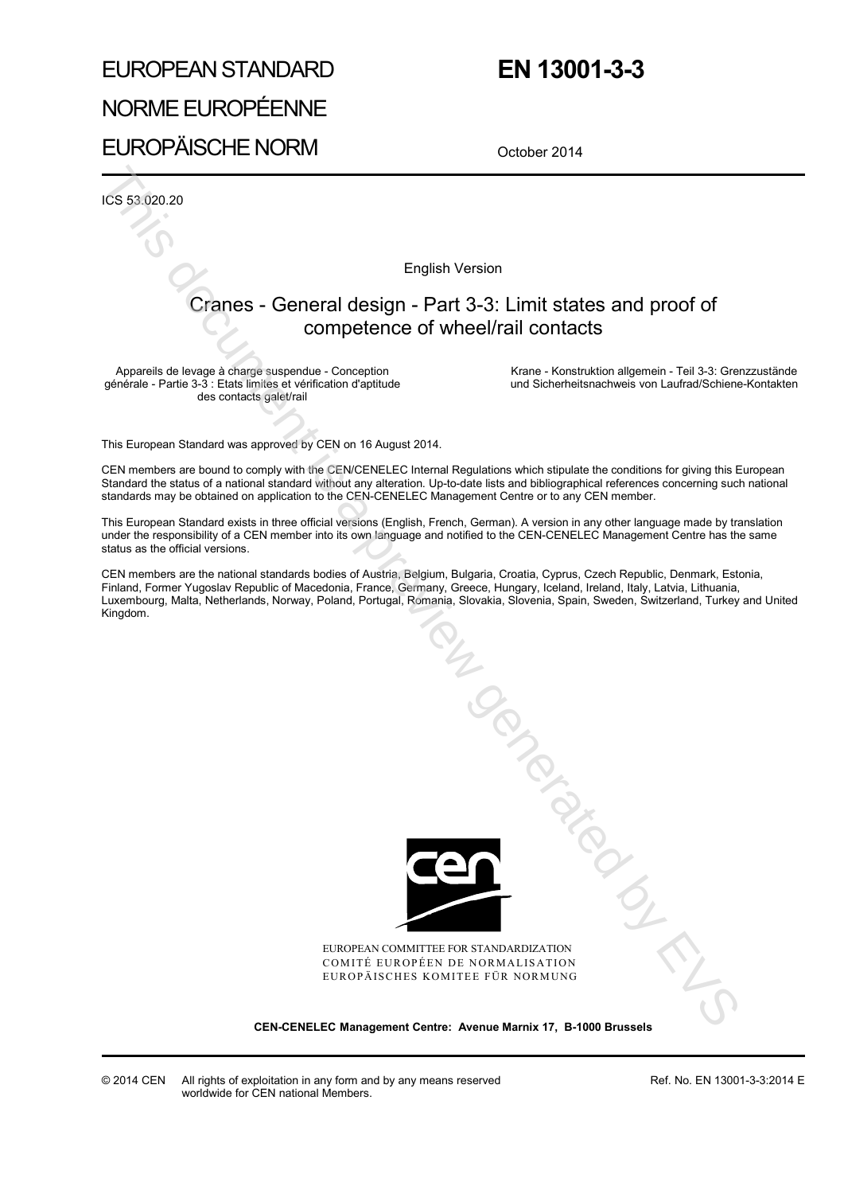# EUROPEAN STANDARD

# NORME EUROPÉENNE

# EUROPÄISCHE NORM

# EN 13001-3-3

October 2014

ICS 53.020.20

English Version

## Cranes - General design - Part 3-3: Limit states and proof of competence of wheel/rail contacts

Appareils de levage à charge suspendue - Conception générale - Partie 3-3 : Etats limites et vérification d'aptitude des contacts galet/rail

Krane - Konstruktion allgemein - Teil 3-3: Grenzzustände und Sicherheitsnachweis von Laufrad/Schiene-Kontakten

This European Standard was approved by CEN on 16 August 2014.

CEN members are bound to comply with the CEN/CENELEC Internal Regulations which stipulate the conditions for giving this European Standard the status of a national standard without any alteration. Up-to-date lists and bibliographical references concerning such national standards may be obtained on application to the CEN-CENELEC Management Centre or to any CEN member.

This European Standard exists in three official versions (English, French, German). A version in any other language made by translation under the responsibility of a CEN member into its own language and notified to the CEN-CENELEC Management Centre has the same status as the official versions.

CEN members are the national standards bodies of Austria, Belgium, Bulgaria, Croatia, Cyprus, Czech Republic, Denmark, Estonia, Finland, Former Yugoslav Republic of Macedonia, France, Germany, Greece, Hungary, Iceland, Ireland, Italy, Latvia, Lithuania, Luxembourg, Malta, Netherlands, Norway, Poland, Portugal, Romania, Slovakia, Slovenia, Spain, Sweden, Switzerland, Turkey and United Kingdom.

EUROPEAN COMMITTEE FOR STANDARDIZATION
COMITÉ EUROPÉEN DE NORMALISATION
EUROPÄISCHES KOMITEE FÜR NORMUNG

**CEN-CENELEC Management Centre: Avenue Marnix 17, B-1000 Brussels**

© 2014 CEN All rights of exploitation in any form and by any means reserved worldwide for CEN national Members.

Ref. No. EN 13001-3-3:2014 E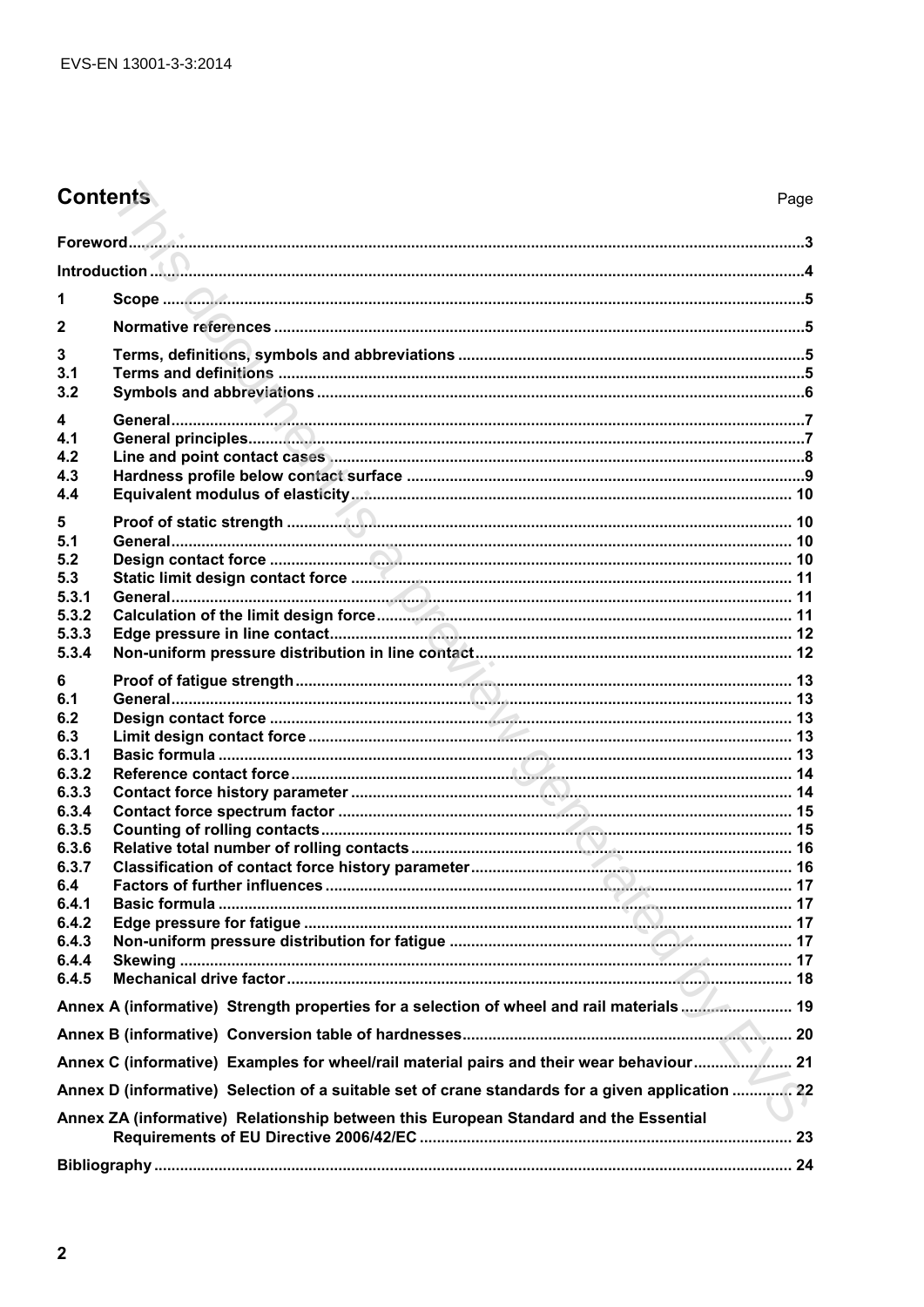# Contents

| | | Page |
|---|---|---|
| **Foreword** | | **3** |
| **Introduction** | | **4** |
| **1** | **Scope** | **5** |
| **2** | **Normative references** | **5** |
| **3** | **Terms, definitions, symbols and abbreviations** | **5** |
| **3.1** | **Terms and definitions** | **5** |
| **3.2** | **Symbols and abbreviations** | **6** |
| **4** | **General** | **7** |
| **4.1** | **General principles** | **7** |
| **4.2** | **Line and point contact cases** | **8** |
| **4.3** | **Hardness profile below contact surface** | **9** |
| **4.4** | **Equivalent modulus of elasticity** | **10** |
| **5** | **Proof of static strength** | **10** |
| **5.1** | **General** | **10** |
| **5.2** | **Design contact force** | **10** |
| **5.3** | **Static limit design contact force** | **11** |
| **5.3.1** | **General** | **11** |
| **5.3.2** | **Calculation of the limit design force** | **11** |
| **5.3.3** | **Edge pressure in line contact** | **12** |
| **5.3.4** | **Non-uniform pressure distribution in line contact** | **12** |
| **6** | **Proof of fatigue strength** | **13** |
| **6.1** | **General** | **13** |
| **6.2** | **Design contact force** | **13** |
| **6.3** | **Limit design contact force** | **13** |
| **6.3.1** | **Basic formula** | **13** |
| **6.3.2** | **Reference contact force** | **14** |
| **6.3.3** | **Contact force history parameter** | **14** |
| **6.3.4** | **Contact force spectrum factor** | **15** |
| **6.3.5** | **Counting of rolling contacts** | **15** |
| **6.3.6** | **Relative total number of rolling contacts** | **16** |
| **6.3.7** | **Classification of contact force history parameter** | **16** |
| **6.4** | **Factors of further influences** | **17** |
| **6.4.1** | **Basic formula** | **17** |
| **6.4.2** | **Edge pressure for fatigue** | **17** |
| **6.4.3** | **Non-uniform pressure distribution for fatigue** | **17** |
| **6.4.4** | **Skewing** | **17** |
| **6.4.5** | **Mechanical drive factor** | **18** |
| **Annex A (informative) Strength properties for a selection of wheel and rail materials** | | **19** |
| **Annex B (informative) Conversion table of hardnesses** | | **20** |
| **Annex C (informative) Examples for wheel/rail material pairs and their wear behaviour** | | **21** |
| **Annex D (informative) Selection of a suitable set of crane standards for a given application** | | **22** |
| **Annex ZA (informative) Relationship between this European Standard and the Essential Requirements of EU Directive 2006/42/EC** | | **23** |
| **Bibliography** | | **24** |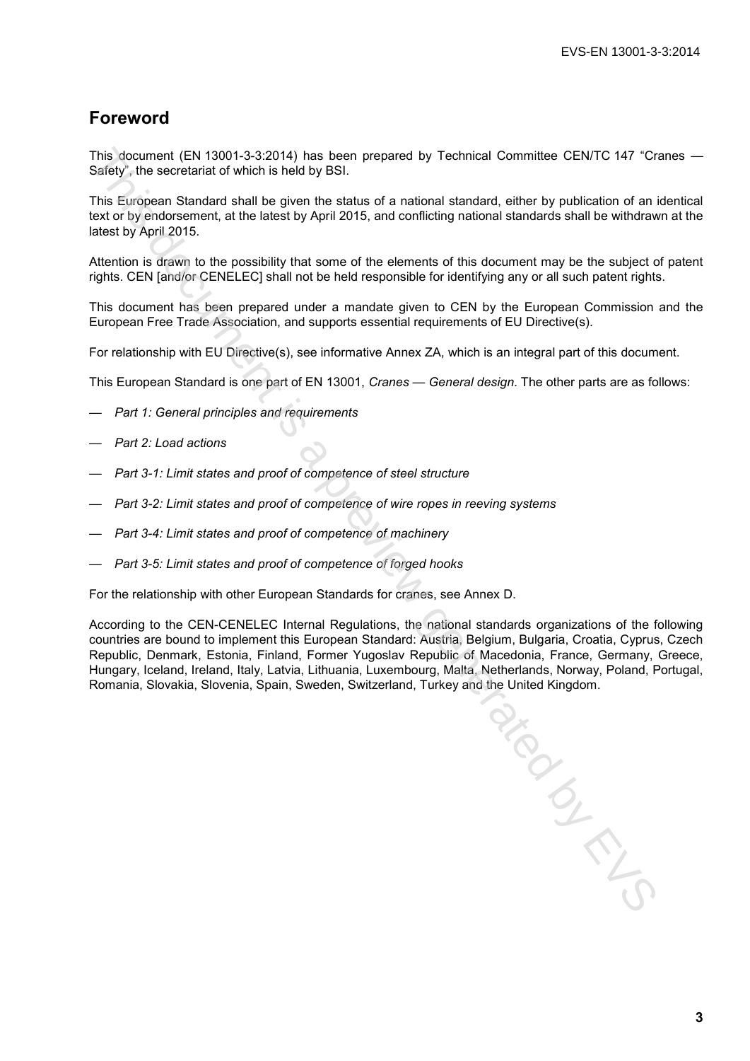# Foreword

This document (EN 13001-3-3:2014) has been prepared by Technical Committee CEN/TC 147 "Cranes — Safety", the secretariat of which is held by BSI.

This European Standard shall be given the status of a national standard, either by publication of an identical text or by endorsement, at the latest by April 2015, and conflicting national standards shall be withdrawn at the latest by April 2015.

Attention is drawn to the possibility that some of the elements of this document may be the subject of patent rights. CEN [and/or CENELEC] shall not be held responsible for identifying any or all such patent rights.

This document has been prepared under a mandate given to CEN by the European Commission and the European Free Trade Association, and supports essential requirements of EU Directive(s).

For relationship with EU Directive(s), see informative Annex ZA, which is an integral part of this document.

This European Standard is one part of EN 13001, *Cranes — General design*. The other parts are as follows:

— *Part 1: General principles and requirements*

— *Part 2: Load actions*

— *Part 3-1: Limit states and proof of competence of steel structure*

— *Part 3-2: Limit states and proof of competence of wire ropes in reeving systems*

— *Part 3-4: Limit states and proof of competence of machinery*

— *Part 3-5: Limit states and proof of competence of forged hooks*

For the relationship with other European Standards for cranes, see Annex D.

According to the CEN-CENELEC Internal Regulations, the national standards organizations of the following countries are bound to implement this European Standard: Austria, Belgium, Bulgaria, Croatia, Cyprus, Czech Republic, Denmark, Estonia, Finland, Former Yugoslav Republic of Macedonia, France, Germany, Greece, Hungary, Iceland, Ireland, Italy, Latvia, Lithuania, Luxembourg, Malta, Netherlands, Norway, Poland, Portugal, Romania, Slovakia, Slovenia, Spain, Sweden, Switzerland, Turkey and the United Kingdom.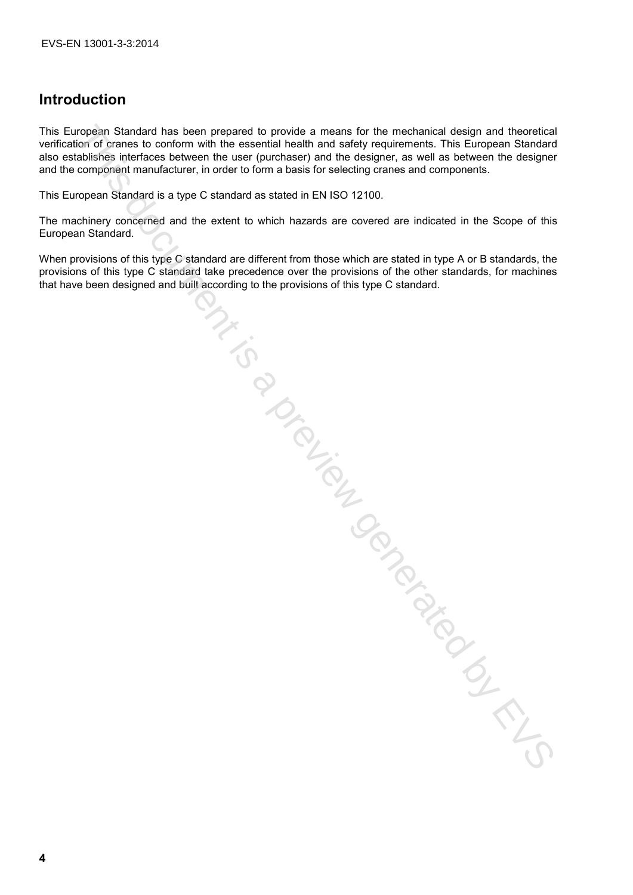## Introduction

This European Standard has been prepared to provide a means for the mechanical design and theoretical verification of cranes to conform with the essential health and safety requirements. This European Standard also establishes interfaces between the user (purchaser) and the designer, as well as between the designer and the component manufacturer, in order to form a basis for selecting cranes and components.

This European Standard is a type C standard as stated in EN ISO 12100.

The machinery concerned and the extent to which hazards are covered are indicated in the Scope of this European Standard.

When provisions of this type C standard are different from those which are stated in type A or B standards, the provisions of this type C standard take precedence over the provisions of the other standards, for machines that have been designed and built according to the provisions of this type C standard.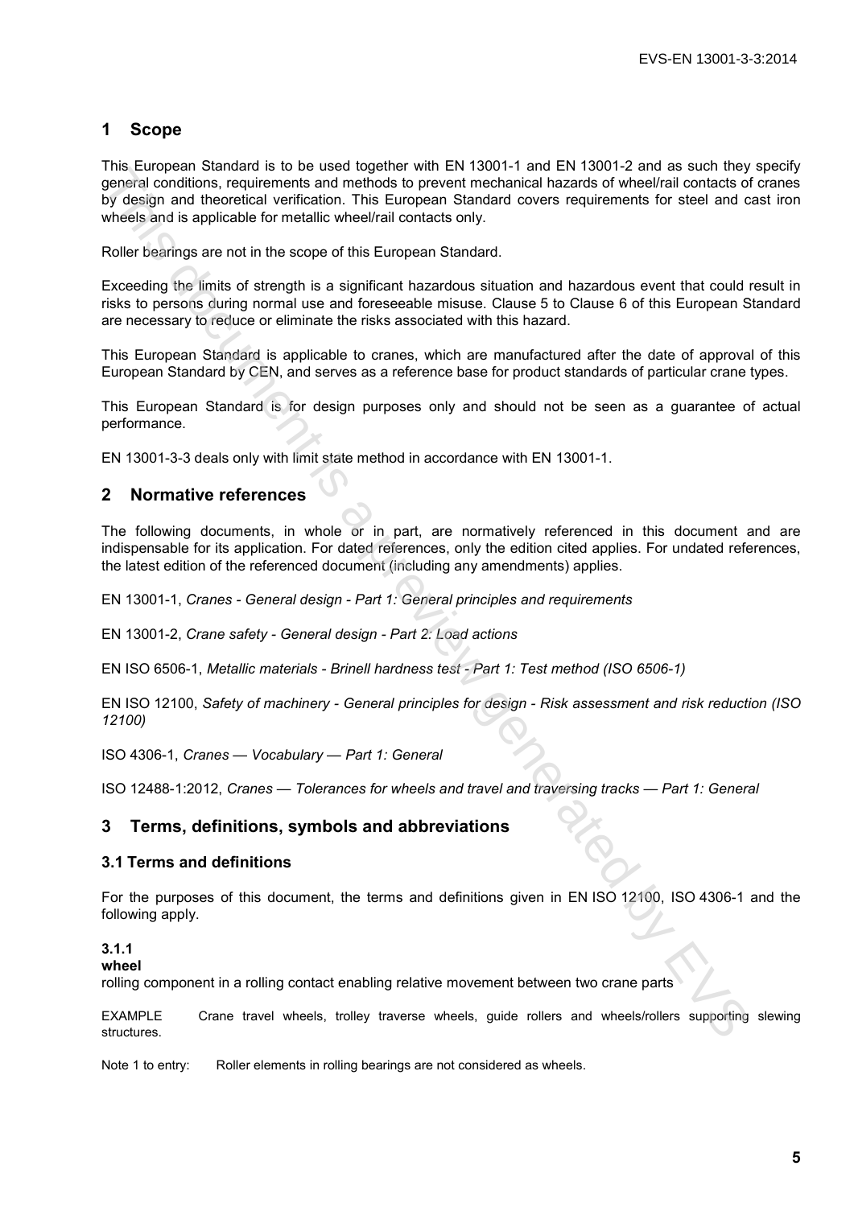# 1 Scope

This European Standard is to be used together with EN 13001-1 and EN 13001-2 and as such they specify general conditions, requirements and methods to prevent mechanical hazards of wheel/rail contacts of cranes by design and theoretical verification. This European Standard covers requirements for steel and cast iron wheels and is applicable for metallic wheel/rail contacts only.

Roller bearings are not in the scope of this European Standard.

Exceeding the limits of strength is a significant hazardous situation and hazardous event that could result in risks to persons during normal use and foreseeable misuse. Clause 5 to Clause 6 of this European Standard are necessary to reduce or eliminate the risks associated with this hazard.

This European Standard is applicable to cranes, which are manufactured after the date of approval of this European Standard by CEN, and serves as a reference base for product standards of particular crane types.

This European Standard is for design purposes only and should not be seen as a guarantee of actual performance.

EN 13001-3-3 deals only with limit state method in accordance with EN 13001-1.

# 2 Normative references

The following documents, in whole or in part, are normatively referenced in this document and are indispensable for its application. For dated references, only the edition cited applies. For undated references, the latest edition of the referenced document (including any amendments) applies.

EN 13001-1, *Cranes - General design - Part 1: General principles and requirements*

EN 13001-2, *Crane safety - General design - Part 2: Load actions*

EN ISO 6506-1, *Metallic materials - Brinell hardness test - Part 1: Test method (ISO 6506-1)*

EN ISO 12100, *Safety of machinery - General principles for design - Risk assessment and risk reduction (ISO 12100)*

ISO 4306-1, *Cranes — Vocabulary — Part 1: General*

ISO 12488-1:2012, *Cranes — Tolerances for wheels and travel and traversing tracks — Part 1: General*

# 3 Terms, definitions, symbols and abbreviations

## 3.1 Terms and definitions

For the purposes of this document, the terms and definitions given in EN ISO 12100, ISO 4306-1 and the following apply.

**3.1.1**
**wheel**
rolling component in a rolling contact enabling relative movement between two crane parts

EXAMPLE Crane travel wheels, trolley traverse wheels, guide rollers and wheels/rollers supporting slewing structures.

Note 1 to entry: Roller elements in rolling bearings are not considered as wheels.